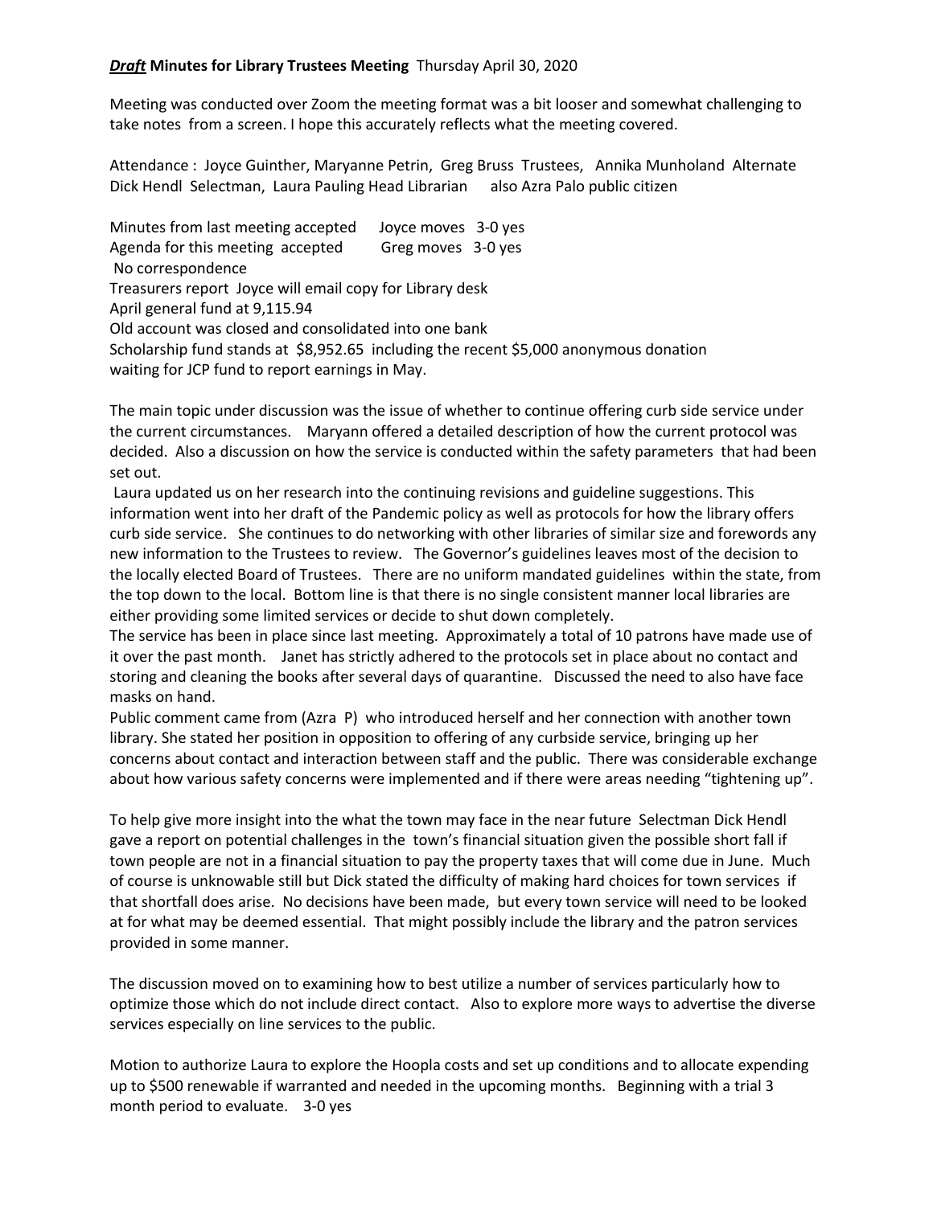***Draft*** **Minutes for Library Trustees Meeting** Thursday April 30, 2020

Meeting was conducted over Zoom the meeting format was a bit looser and somewhat challenging to take notes from a screen. I hope this accurately reflects what the meeting covered.

Attendance : Joyce Guinther, Maryanne Petrin, Greg Bruss Trustees, Annika Munholand Alternate Dick Hendl Selectman, Laura Pauling Head Librarian also Azra Palo public citizen

Minutes from last meeting accepted Joyce moves 3-0 yes
Agenda for this meeting accepted Greg moves 3-0 yes
No correspondence
Treasurers report Joyce will email copy for Library desk
April general fund at 9,115.94
Old account was closed and consolidated into one bank
Scholarship fund stands at $8,952.65 including the recent $5,000 anonymous donation
waiting for JCP fund to report earnings in May.

The main topic under discussion was the issue of whether to continue offering curb side service under the current circumstances. Maryann offered a detailed description of how the current protocol was decided. Also a discussion on how the service is conducted within the safety parameters that had been set out.

Laura updated us on her research into the continuing revisions and guideline suggestions. This information went into her draft of the Pandemic policy as well as protocols for how the library offers curb side service. She continues to do networking with other libraries of similar size and forewords any new information to the Trustees to review. The Governor's guidelines leaves most of the decision to the locally elected Board of Trustees. There are no uniform mandated guidelines within the state, from the top down to the local. Bottom line is that there is no single consistent manner local libraries are either providing some limited services or decide to shut down completely.

The service has been in place since last meeting. Approximately a total of 10 patrons have made use of it over the past month. Janet has strictly adhered to the protocols set in place about no contact and storing and cleaning the books after several days of quarantine. Discussed the need to also have face masks on hand.

Public comment came from (Azra P) who introduced herself and her connection with another town library. She stated her position in opposition to offering of any curbside service, bringing up her concerns about contact and interaction between staff and the public. There was considerable exchange about how various safety concerns were implemented and if there were areas needing "tightening up".

To help give more insight into the what the town may face in the near future Selectman Dick Hendl gave a report on potential challenges in the town's financial situation given the possible short fall if town people are not in a financial situation to pay the property taxes that will come due in June. Much of course is unknowable still but Dick stated the difficulty of making hard choices for town services if that shortfall does arise. No decisions have been made, but every town service will need to be looked at for what may be deemed essential. That might possibly include the library and the patron services provided in some manner.

The discussion moved on to examining how to best utilize a number of services particularly how to optimize those which do not include direct contact. Also to explore more ways to advertise the diverse services especially on line services to the public.

Motion to authorize Laura to explore the Hoopla costs and set up conditions and to allocate expending up to $500 renewable if warranted and needed in the upcoming months. Beginning with a trial 3 month period to evaluate. 3-0 yes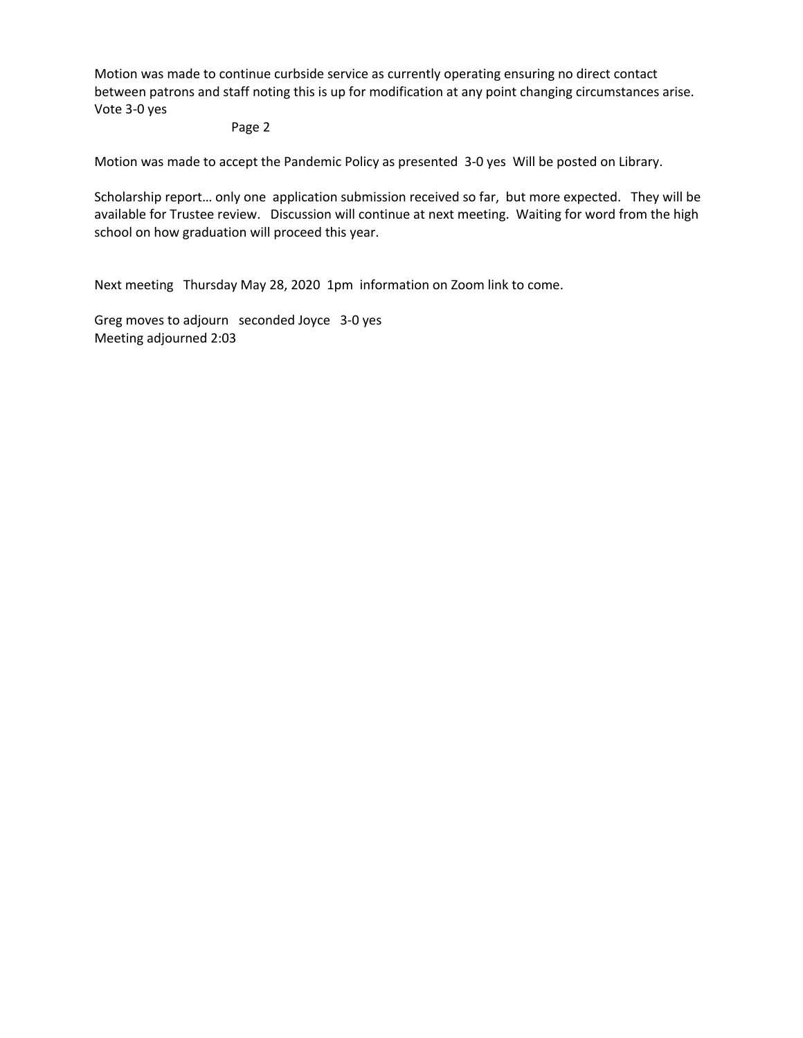Motion was made to continue curbside service as currently operating ensuring no direct contact between patrons and staff noting this is up for modification at any point changing circumstances arise. Vote 3-0 yes

Motion was made to accept the Pandemic Policy as presented 3-0 yes Will be posted on Library.

Scholarship report… only one application submission received so far, but more expected. They will be available for Trustee review. Discussion will continue at next meeting. Waiting for word from the high school on how graduation will proceed this year.

Next meeting Thursday May 28, 2020 1pm information on Zoom link to come.

Greg moves to adjourn seconded Joyce 3-0 yes
Meeting adjourned 2:03